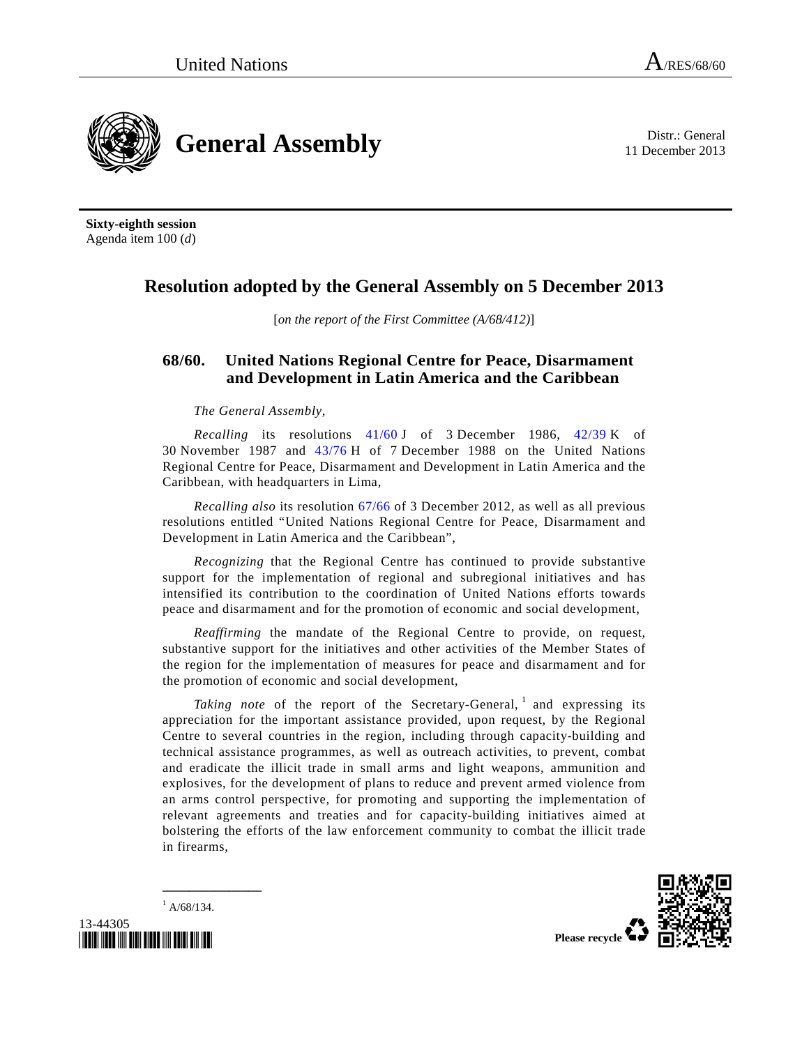United Nations A/RES/68/60

# General Assembly

Distr.: General
11 December 2013

**Sixty-eighth session**
Agenda item 100 (*d*)

## Resolution adopted by the General Assembly on 5 December 2013

[*on the report of the First Committee (A/68/412)*]

### 68/60. United Nations Regional Centre for Peace, Disarmament and Development in Latin America and the Caribbean

*The General Assembly*,

*Recalling* its resolutions 41/60 J of 3 December 1986, 42/39 K of 30 November 1987 and 43/76 H of 7 December 1988 on the United Nations Regional Centre for Peace, Disarmament and Development in Latin America and the Caribbean, with headquarters in Lima,

*Recalling also* its resolution 67/66 of 3 December 2012, as well as all previous resolutions entitled "United Nations Regional Centre for Peace, Disarmament and Development in Latin America and the Caribbean",

*Recognizing* that the Regional Centre has continued to provide substantive support for the implementation of regional and subregional initiatives and has intensified its contribution to the coordination of United Nations efforts towards peace and disarmament and for the promotion of economic and social development,

*Reaffirming* the mandate of the Regional Centre to provide, on request, substantive support for the initiatives and other activities of the Member States of the region for the implementation of measures for peace and disarmament and for the promotion of economic and social development,

*Taking note* of the report of the Secretary-General,[1] and expressing its appreciation for the important assistance provided, upon request, by the Regional Centre to several countries in the region, including through capacity-building and technical assistance programmes, as well as outreach activities, to prevent, combat and eradicate the illicit trade in small arms and light weapons, ammunition and explosives, for the development of plans to reduce and prevent armed violence from an arms control perspective, for promoting and supporting the implementation of relevant agreements and treaties and for capacity-building initiatives aimed at bolstering the efforts of the law enforcement community to combat the illicit trade in firearms,

---

[1] A/68/134.

13-44305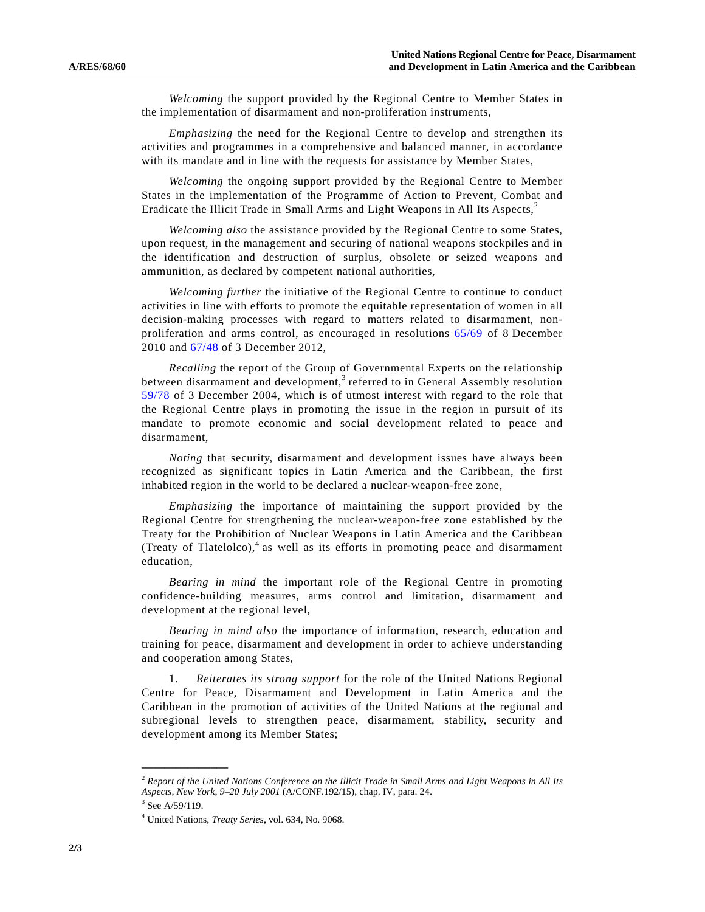*Welcoming* the support provided by the Regional Centre to Member States in the implementation of disarmament and non-proliferation instruments,

*Emphasizing* the need for the Regional Centre to develop and strengthen its activities and programmes in a comprehensive and balanced manner, in accordance with its mandate and in line with the requests for assistance by Member States,

*Welcoming* the ongoing support provided by the Regional Centre to Member States in the implementation of the Programme of Action to Prevent, Combat and Eradicate the Illicit Trade in Small Arms and Light Weapons in All Its Aspects,[2]

*Welcoming also* the assistance provided by the Regional Centre to some States, upon request, in the management and securing of national weapons stockpiles and in the identification and destruction of surplus, obsolete or seized weapons and ammunition, as declared by competent national authorities,

*Welcoming further* the initiative of the Regional Centre to continue to conduct activities in line with efforts to promote the equitable representation of women in all decision-making processes with regard to matters related to disarmament, non-proliferation and arms control, as encouraged in resolutions 65/69 of 8 December 2010 and 67/48 of 3 December 2012,

*Recalling* the report of the Group of Governmental Experts on the relationship between disarmament and development,[3] referred to in General Assembly resolution 59/78 of 3 December 2004, which is of utmost interest with regard to the role that the Regional Centre plays in promoting the issue in the region in pursuit of its mandate to promote economic and social development related to peace and disarmament,

*Noting* that security, disarmament and development issues have always been recognized as significant topics in Latin America and the Caribbean, the first inhabited region in the world to be declared a nuclear-weapon-free zone,

*Emphasizing* the importance of maintaining the support provided by the Regional Centre for strengthening the nuclear-weapon-free zone established by the Treaty for the Prohibition of Nuclear Weapons in Latin America and the Caribbean (Treaty of Tlatelolco),[4] as well as its efforts in promoting peace and disarmament education,

*Bearing in mind* the important role of the Regional Centre in promoting confidence-building measures, arms control and limitation, disarmament and development at the regional level,

*Bearing in mind also* the importance of information, research, education and training for peace, disarmament and development in order to achieve understanding and cooperation among States,

1. *Reiterates its strong support* for the role of the United Nations Regional Centre for Peace, Disarmament and Development in Latin America and the Caribbean in the promotion of activities of the United Nations at the regional and subregional levels to strengthen peace, disarmament, stability, security and development among its Member States;

---

[2] *Report of the United Nations Conference on the Illicit Trade in Small Arms and Light Weapons in All Its Aspects, New York, 9–20 July 2001* (A/CONF.192/15), chap. IV, para. 24.

[3] See A/59/119.

[4] United Nations, *Treaty Series*, vol. 634, No. 9068.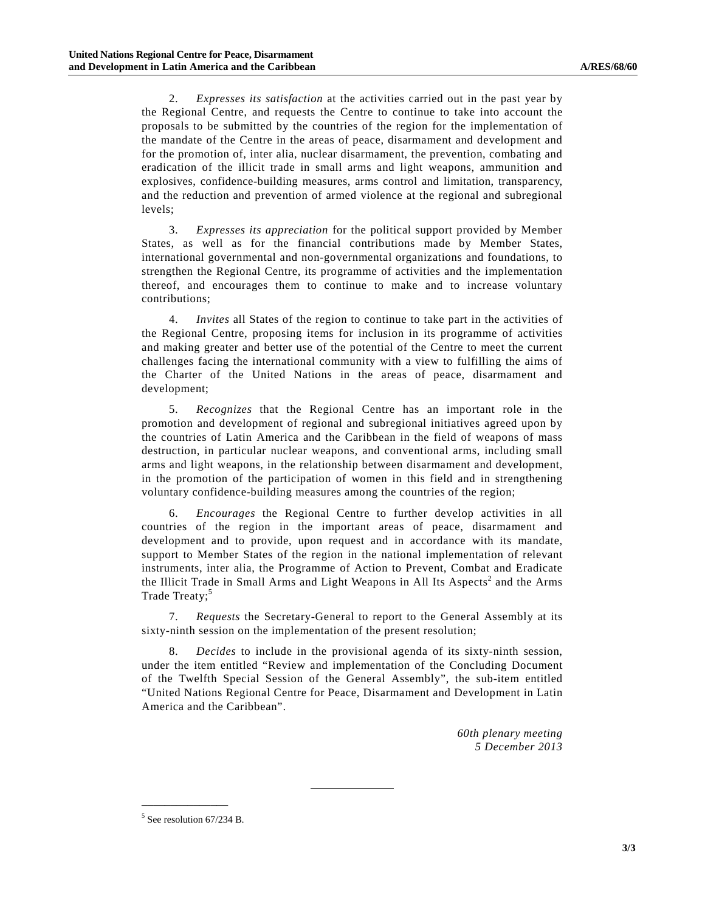2. *Expresses its satisfaction* at the activities carried out in the past year by the Regional Centre, and requests the Centre to continue to take into account the proposals to be submitted by the countries of the region for the implementation of the mandate of the Centre in the areas of peace, disarmament and development and for the promotion of, inter alia, nuclear disarmament, the prevention, combating and eradication of the illicit trade in small arms and light weapons, ammunition and explosives, confidence-building measures, arms control and limitation, transparency, and the reduction and prevention of armed violence at the regional and subregional levels;

3. *Expresses its appreciation* for the political support provided by Member States, as well as for the financial contributions made by Member States, international governmental and non-governmental organizations and foundations, to strengthen the Regional Centre, its programme of activities and the implementation thereof, and encourages them to continue to make and to increase voluntary contributions;

4. *Invites* all States of the region to continue to take part in the activities of the Regional Centre, proposing items for inclusion in its programme of activities and making greater and better use of the potential of the Centre to meet the current challenges facing the international community with a view to fulfilling the aims of the Charter of the United Nations in the areas of peace, disarmament and development;

5. *Recognizes* that the Regional Centre has an important role in the promotion and development of regional and subregional initiatives agreed upon by the countries of Latin America and the Caribbean in the field of weapons of mass destruction, in particular nuclear weapons, and conventional arms, including small arms and light weapons, in the relationship between disarmament and development, in the promotion of the participation of women in this field and in strengthening voluntary confidence-building measures among the countries of the region;

6. *Encourages* the Regional Centre to further develop activities in all countries of the region in the important areas of peace, disarmament and development and to provide, upon request and in accordance with its mandate, support to Member States of the region in the national implementation of relevant instruments, inter alia, the Programme of Action to Prevent, Combat and Eradicate the Illicit Trade in Small Arms and Light Weapons in All Its Aspects[2] and the Arms Trade Treaty;[5]

7. *Requests* the Secretary-General to report to the General Assembly at its sixty-ninth session on the implementation of the present resolution;

8. *Decides* to include in the provisional agenda of its sixty-ninth session, under the item entitled "Review and implementation of the Concluding Document of the Twelfth Special Session of the General Assembly", the sub-item entitled "United Nations Regional Centre for Peace, Disarmament and Development in Latin America and the Caribbean".

*60th plenary meeting*
*5 December 2013*

---

[5] See resolution 67/234 B.